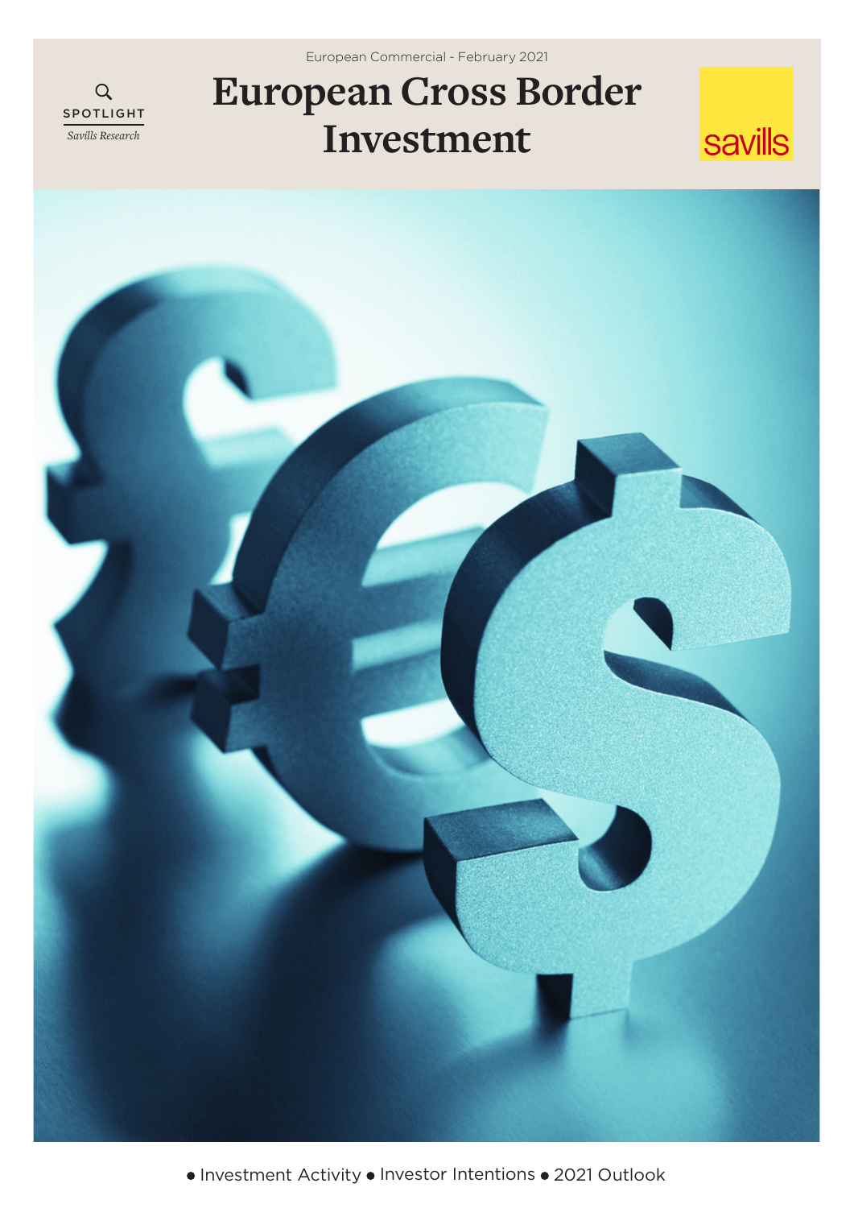European Commercial - February 2021

SPOTLIGHT
*Savills Research*

# European Cross Border Investment

savills

● Investment Activity ● Investor Intentions ● 2021 Outlook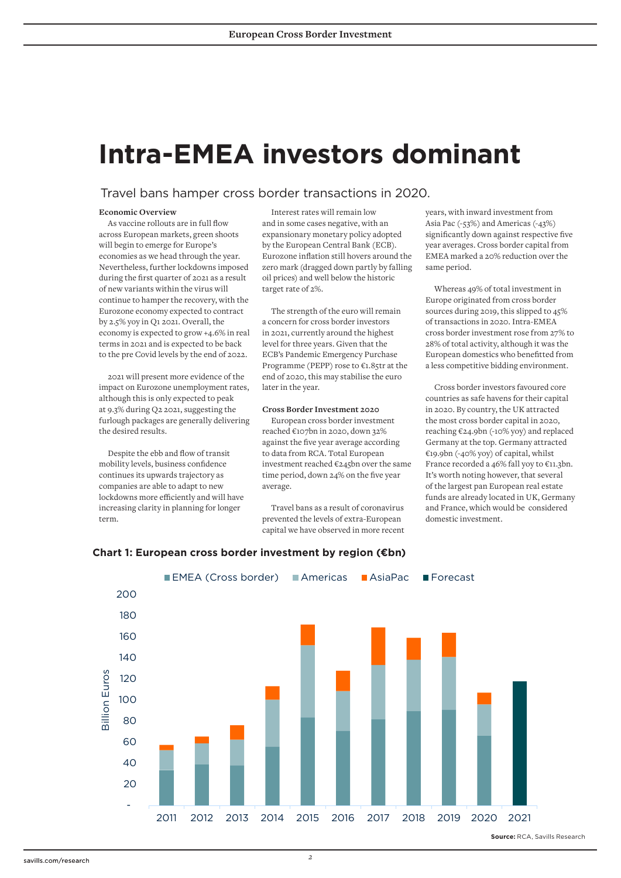# Intra-EMEA investors dominant

Travel bans hamper cross border transactions in 2020.

**Economic Overview**

As vaccine rollouts are in full flow across European markets, green shoots will begin to emerge for Europe's economies as we head through the year. Nevertheless, further lockdowns imposed during the first quarter of 2021 as a result of new variants within the virus will continue to hamper the recovery, with the Eurozone economy expected to contract by 2.5% yoy in Q1 2021. Overall, the economy is expected to grow +4.6% in real terms in 2021 and is expected to be back to the pre Covid levels by the end of 2022.

2021 will present more evidence of the impact on Eurozone unemployment rates, although this is only expected to peak at 9.3% during Q2 2021, suggesting the furlough packages are generally delivering the desired results.

Despite the ebb and flow of transit mobility levels, business confidence continues its upwards trajectory as companies are able to adapt to new lockdowns more efficiently and will have increasing clarity in planning for longer term.

Interest rates will remain low and in some cases negative, with an expansionary monetary policy adopted by the European Central Bank (ECB). Eurozone inflation still hovers around the zero mark (dragged down partly by falling oil prices) and well below the historic target rate of 2%.

The strength of the euro will remain a concern for cross border investors in 2021, currently around the highest level for three years. Given that the ECB's Pandemic Emergency Purchase Programme (PEPP) rose to €1.85tr at the end of 2020, this may stabilise the euro later in the year.

**Cross Border Investment 2020**

European cross border investment reached €107bn in 2020, down 32% against the five year average according to data from RCA. Total European investment reached €245bn over the same time period, down 24% on the five year average.

Travel bans as a result of coronavirus prevented the levels of extra-European capital we have observed in more recent years, with inward investment from Asia Pac (-53%) and Americas (-43%) significantly down against respective five year averages. Cross border capital from EMEA marked a 20% reduction over the same period.

Whereas 49% of total investment in Europe originated from cross border sources during 2019, this slipped to 45% of transactions in 2020. Intra-EMEA cross border investment rose from 27% to 28% of total activity, although it was the European domestics who benefitted from a less competitive bidding environment.

Cross border investors favoured core countries as safe havens for their capital in 2020. By country, the UK attracted the most cross border capital in 2020, reaching €24.9bn (-10% yoy) and replaced Germany at the top. Germany attracted €19.9bn (-40% yoy) of capital, whilst France recorded a 46% fall yoy to €11.3bn. It's worth noting however, that several of the largest pan European real estate funds are already located in UK, Germany and France, which would be considered domestic investment.

**Chart 1: European cross border investment by region (€bn)**

Legend: EMEA (Cross border), Americas, AsiaPac, Forecast

Y-axis: Billion Euros (- to 200)

X-axis: 2011, 2012, 2013, 2014, 2015, 2016, 2017, 2018, 2019, 2020, 2021

**Source:** RCA, Savills Research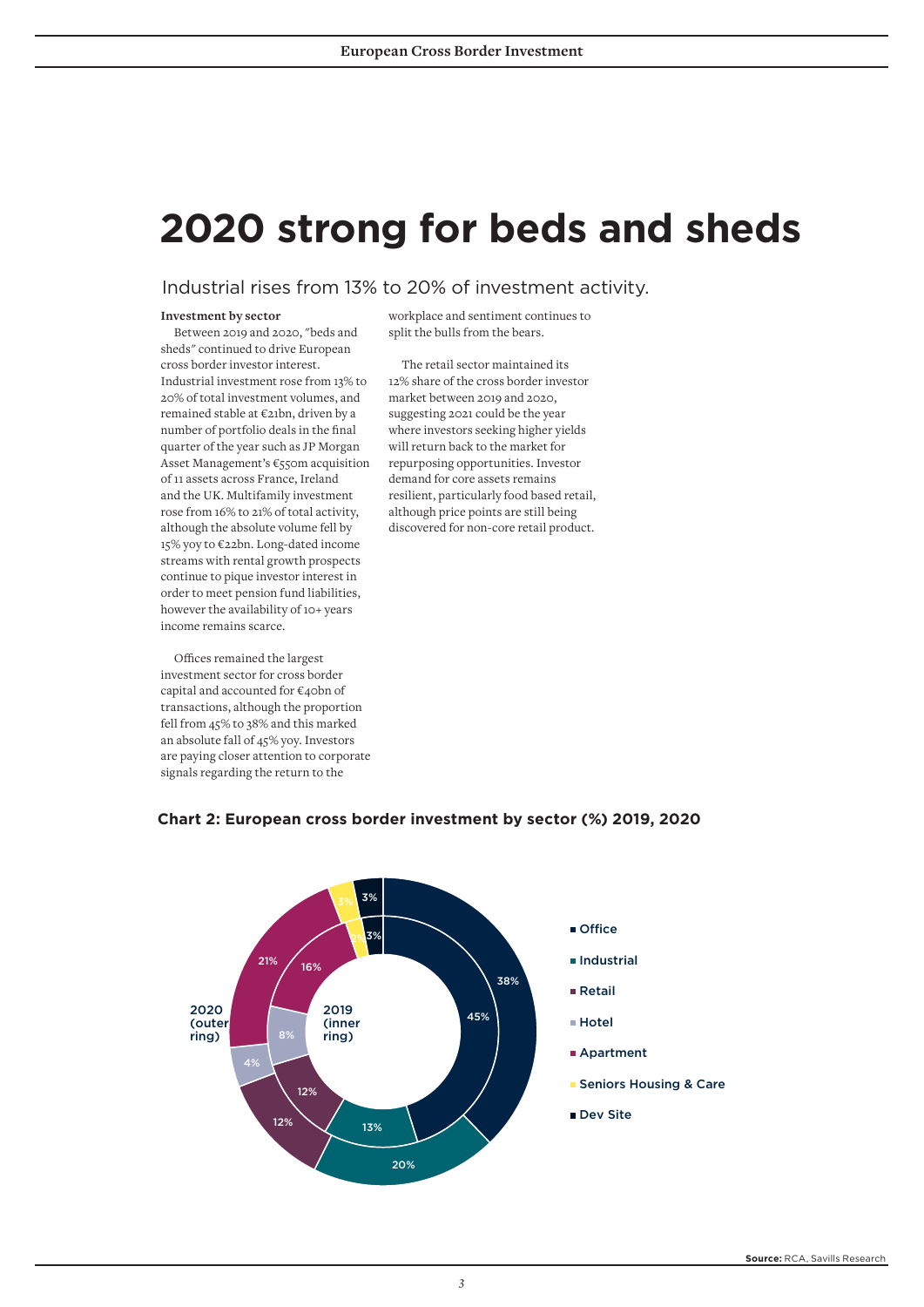# 2020 strong for beds and sheds

Industrial rises from 13% to 20% of investment activity.

**Investment by sector**

Between 2019 and 2020, "beds and sheds" continued to drive European cross border investor interest. Industrial investment rose from 13% to 20% of total investment volumes, and remained stable at €21bn, driven by a number of portfolio deals in the final quarter of the year such as JP Morgan Asset Management's €550m acquisition of 11 assets across France, Ireland and the UK. Multifamily investment rose from 16% to 21% of total activity, although the absolute volume fell by 15% yoy to €22bn. Long-dated income streams with rental growth prospects continue to pique investor interest in order to meet pension fund liabilities, however the availability of 10+ years income remains scarce.

Offices remained the largest investment sector for cross border capital and accounted for €40bn of transactions, although the proportion fell from 45% to 38% and this marked an absolute fall of 45% yoy. Investors are paying closer attention to corporate signals regarding the return to the workplace and sentiment continues to split the bulls from the bears.

The retail sector maintained its 12% share of the cross border investor market between 2019 and 2020, suggesting 2021 could be the year where investors seeking higher yields will return back to the market for repurposing opportunities. Investor demand for core assets remains resilient, particularly food based retail, although price points are still being discovered for non-core retail product.

**Chart 2: European cross border investment by sector (%) 2019, 2020**

| Sector | 2019 (inner ring) | 2020 (outer ring) |
|---|---|---|
| Office | 45% | 38% |
| Industrial | 13% | 20% |
| Retail | 12% | 12% |
| Hotel | 8% | 4% |
| Apartment | 16% | 21% |
| Seniors Housing & Care | 2% | 3% |
| Dev Site | 3% | 3% |

**Source:** RCA, Savills Research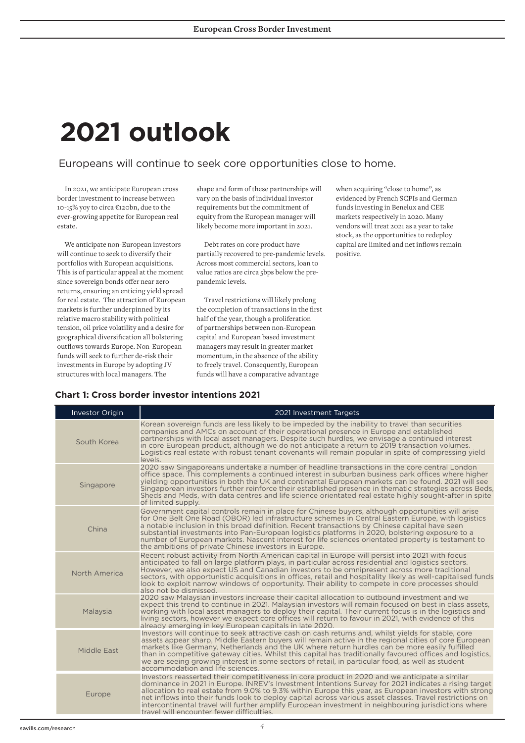# 2021 outlook

Europeans will continue to seek core opportunities close to home.

In 2021, we anticipate European cross border investment to increase between 10-15% yoy to circa €120bn, due to the ever-growing appetite for European real estate.

We anticipate non-European investors will continue to seek to diversify their portfolios with European acquisitions. This is of particular appeal at the moment since sovereign bonds offer near zero returns, ensuring an enticing yield spread for real estate. The attraction of European markets is further underpinned by its relative macro stability with political tension, oil price volatility and a desire for geographical diversification all bolstering outflows towards Europe. Non-European funds will seek to further de-risk their investments in Europe by adopting JV structures with local managers. The shape and form of these partnerships will vary on the basis of individual investor requirements but the commitment of equity from the European manager will likely become more important in 2021.

Debt rates on core product have partially recovered to pre-pandemic levels. Across most commercial sectors, loan to value ratios are circa 5bps below the pre-pandemic levels.

Travel restrictions will likely prolong the completion of transactions in the first half of the year, though a proliferation of partnerships between non-European capital and European based investment managers may result in greater market momentum, in the absence of the ability to freely travel. Consequently, European funds will have a comparative advantage when acquiring "close to home", as evidenced by French SCPIs and German funds investing in Benelux and CEE markets respectively in 2020. Many vendors will treat 2021 as a year to take stock, as the opportunities to redeploy capital are limited and net inflows remain positive.

**Chart 1: Cross border investor intentions 2021**

| Investor Origin | 2021 Investment Targets |
|---|---|
| South Korea | Korean sovereign funds are less likely to be impeded by the inability to travel than securities companies and AMCs on account of their operational presence in Europe and established partnerships with local asset managers. Despite such hurdles, we envisage a continued interest in core European product, although we do not anticipate a return to 2019 transaction volumes. Logistics real estate with robust tenant covenants will remain popular in spite of compressing yield levels. |
| Singapore | 2020 saw Singaporeans undertake a number of headline transactions in the core central London office space. This complements a continued interest in suburban business park offices where higher yielding opportunities in both the UK and continental European markets can be found. 2021 will see Singaporean investors further reinforce their established presence in thematic strategies across Beds, Sheds and Meds, with data centres and life science orientated real estate highly sought-after in spite of limited supply. |
| China | Government capital controls remain in place for Chinese buyers, although opportunities will arise for One Belt One Road (OBOR) led infrastructure schemes in Central Eastern Europe, with logistics a notable inclusion in this broad definition. Recent transactions by Chinese capital have seen substantial investments into Pan-European logistics platforms in 2020, bolstering exposure to a number of European markets. Nascent interest for life sciences orientated property is testament to the ambitions of private Chinese investors in Europe. |
| North America | Recent robust activity from North American capital in Europe will persist into 2021 with focus anticipated to fall on large platform plays, in particular across residential and logistics sectors. However, we also expect US and Canadian investors to be omnipresent across more traditional sectors, with opportunistic acquisitions in offices, retail and hospitality likely as well-capitalised funds look to exploit narrow windows of opportunity. Their ability to compete in core processes should also not be dismissed. |
| Malaysia | 2020 saw Malaysian investors increase their capital allocation to outbound investment and we expect this trend to continue in 2021. Malaysian investors will remain focused on best in class assets, working with local asset managers to deploy their capital. Their current focus is in the logistics and living sectors, however we expect core offices will return to favour in 2021, with evidence of this already emerging in key European capitals in late 2020. |
| Middle East | Investors will continue to seek attractive cash on cash returns and, whilst yields for stable, core assets appear sharp, Middle Eastern buyers will remain active in the regional cities of core European markets like Germany, Netherlands and the UK where return hurdles can be more easily fulfilled than in competitive gateway cities. Whilst this capital has traditionally favoured offices and logistics, we are seeing growing interest in some sectors of retail, in particular food, as well as student accommodation and life sciences. |
| Europe | Investors reasserted their competitiveness in core product in 2020 and we anticipate a similar dominance in 2021 in Europe. INREV's Investment Intentions Survey for 2021 indicates a rising target allocation to real estate from 9.0% to 9.3% within Europe this year, as European investors with strong net inflows into their funds look to deploy capital across various asset classes. Travel restrictions on intercontinental travel will further amplify European investment in neighbouring jurisdictions where travel will encounter fewer difficulties. |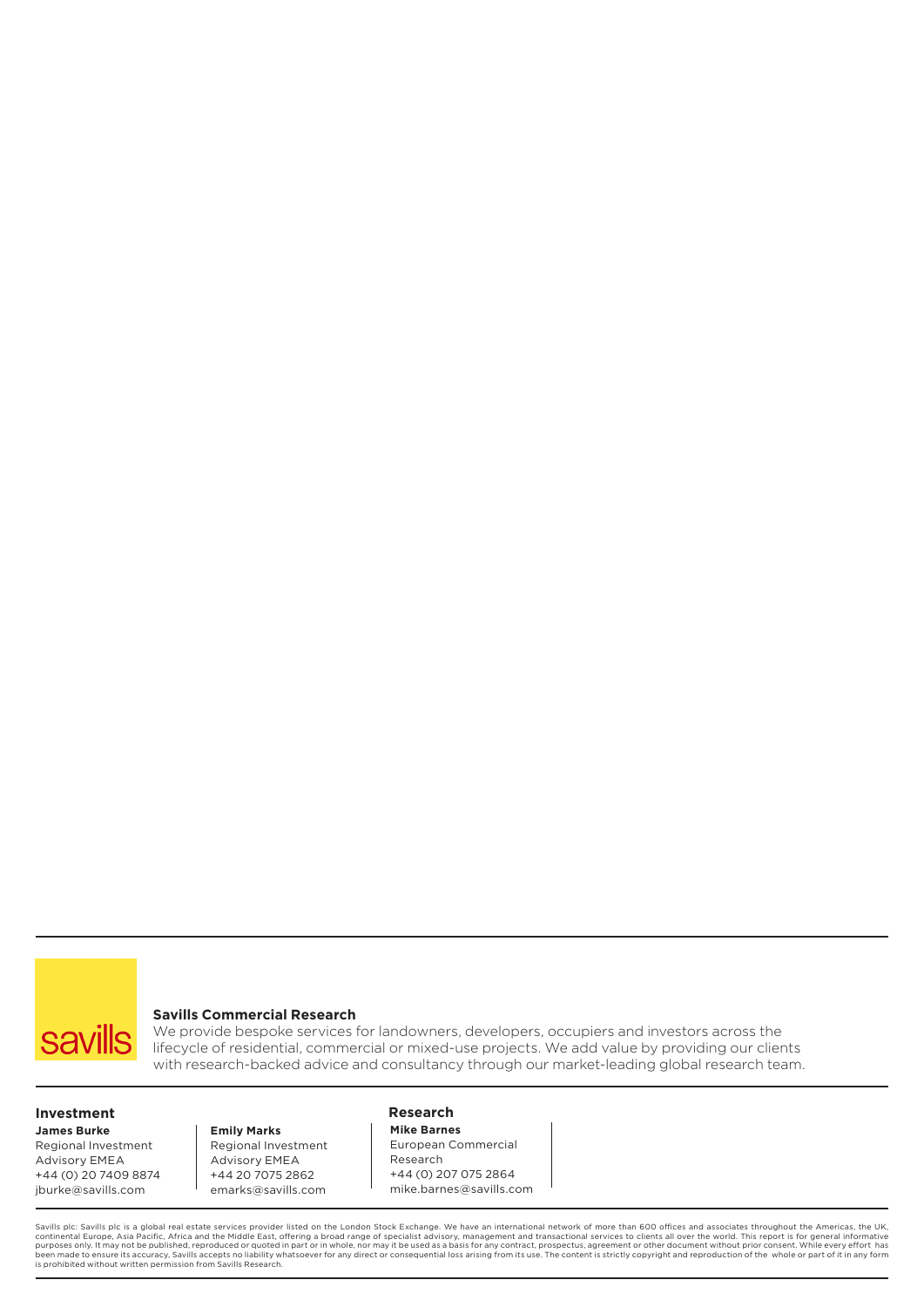savills

**Savills Commercial Research**

We provide bespoke services for landowners, developers, occupiers and investors across the lifecycle of residential, commercial or mixed-use projects. We add value by providing our clients with research-backed advice and consultancy through our market-leading global research team.

**Investment**

**James Burke**
Regional Investment Advisory EMEA
+44 (0) 20 7409 8874
jburke@savills.com

**Emily Marks**
Regional Investment Advisory EMEA
+44 20 7075 2862
emarks@savills.com

**Research**

**Mike Barnes**
European Commercial Research
+44 (0) 207 075 2864
mike.barnes@savills.com

Savills plc: Savills plc is a global real estate services provider listed on the London Stock Exchange. We have an international network of more than 600 offices and associates throughout the Americas, the UK, continental Europe, Asia Pacific, Africa and the Middle East, offering a broad range of specialist advisory, management and transactional services to clients all over the world. This report is for general informative purposes only. It may not be published, reproduced or quoted in part or in whole, nor may it be used as a basis for any contract, prospectus, agreement or other document without prior consent. While every effort has been made to ensure its accuracy, Savills accepts no liability whatsoever for any direct or consequential loss arising from its use. The content is strictly copyright and reproduction of the whole or part of it in any form is prohibited without written permission from Savills Research.